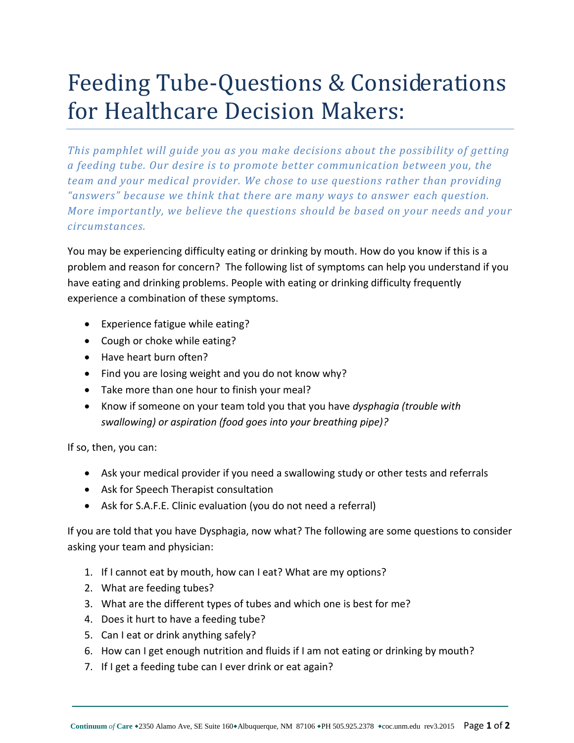# Feeding Tube-Questions & Considerations for Healthcare Decision Makers:

*This pamphlet will guide you as you make decisions about the possibility of getting a feeding tube. Our desire is to promote better communication between you, the team and your medical provider. We chose to use questions rather than providing "answers" because we think that there are many ways to answer each question. More importantly, we believe the questions should be based on your needs and your circumstances.*

You may be experiencing difficulty eating or drinking by mouth. How do you know if this is a problem and reason for concern? The following list of symptoms can help you understand if you have eating and drinking problems. People with eating or drinking difficulty frequently experience a combination of these symptoms.

- Experience fatigue while eating?
- Cough or choke while eating?
- Have heart burn often?
- Find you are losing weight and you do not know why?
- Take more than one hour to finish your meal?
- Know if someone on your team told you that you have *dysphagia (trouble with swallowing) or aspiration (food goes into your breathing pipe)?*

If so, then, you can:

- Ask your medical provider if you need a swallowing study or other tests and referrals
- Ask for Speech Therapist consultation
- Ask for S.A.F.E. Clinic evaluation (you do not need a referral)

If you are told that you have Dysphagia, now what? The following are some questions to consider asking your team and physician:

1. If I cannot eat by mouth, how can I eat? What are my options?
2. What are feeding tubes?
3. What are the different types of tubes and which one is best for me?
4. Does it hurt to have a feeding tube?
5. Can I eat or drink anything safely?
6. How can I get enough nutrition and fluids if I am not eating or drinking by mouth?
7. If I get a feeding tube can I ever drink or eat again?

**Continuum *of* Care** ◆2350 Alamo Ave, SE Suite 160◆Albuquerque, NM 87106 ◆PH 505.925.2378 ◆coc.unm.edu rev3.2015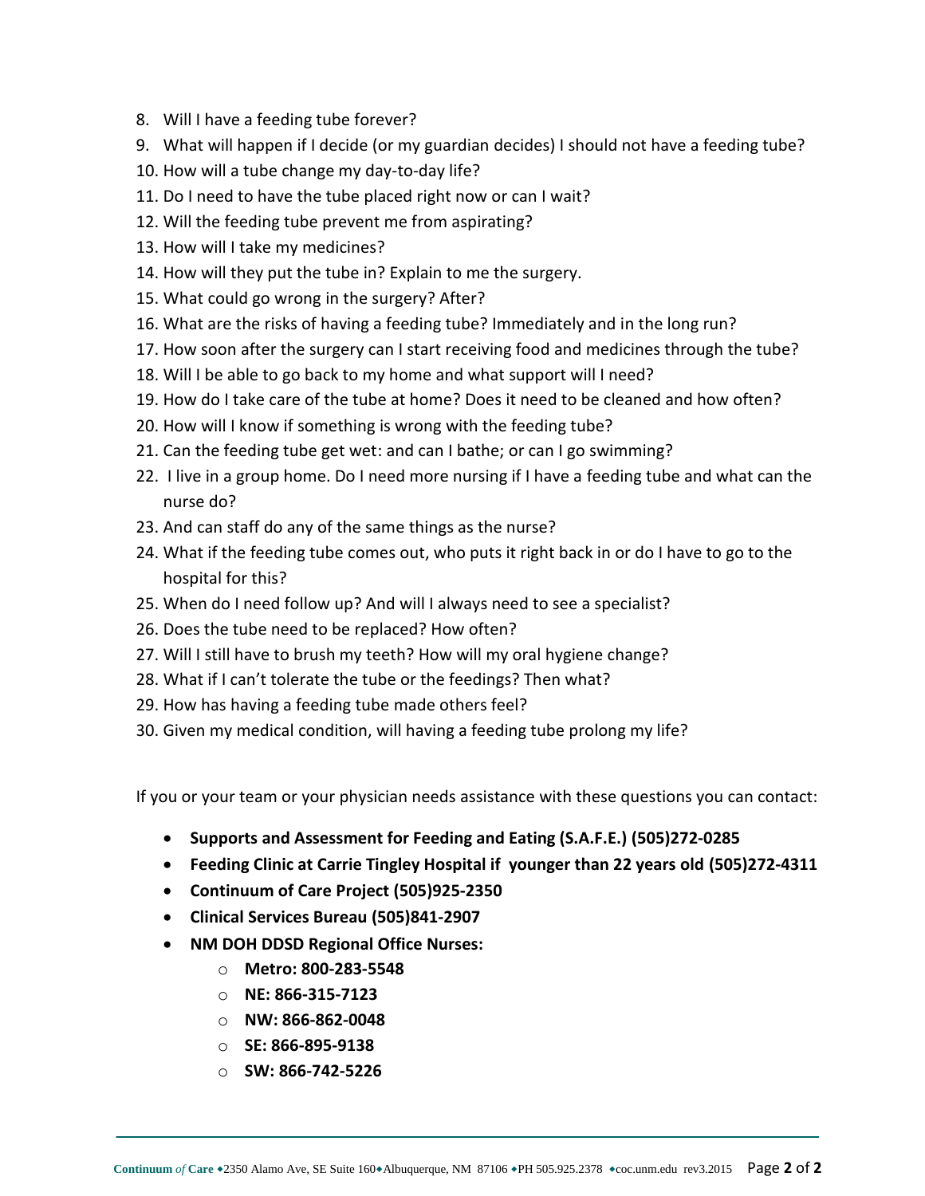8. Will I have a feeding tube forever?
9. What will happen if I decide (or my guardian decides) I should not have a feeding tube?
10. How will a tube change my day-to-day life?
11. Do I need to have the tube placed right now or can I wait?
12. Will the feeding tube prevent me from aspirating?
13. How will I take my medicines?
14. How will they put the tube in? Explain to me the surgery.
15. What could go wrong in the surgery? After?
16. What are the risks of having a feeding tube? Immediately and in the long run?
17. How soon after the surgery can I start receiving food and medicines through the tube?
18. Will I be able to go back to my home and what support will I need?
19. How do I take care of the tube at home? Does it need to be cleaned and how often?
20. How will I know if something is wrong with the feeding tube?
21. Can the feeding tube get wet: and can I bathe; or can I go swimming?
22. I live in a group home. Do I need more nursing if I have a feeding tube and what can the nurse do?
23. And can staff do any of the same things as the nurse?
24. What if the feeding tube comes out, who puts it right back in or do I have to go to the hospital for this?
25. When do I need follow up? And will I always need to see a specialist?
26. Does the tube need to be replaced? How often?
27. Will I still have to brush my teeth? How will my oral hygiene change?
28. What if I can't tolerate the tube or the feedings? Then what?
29. How has having a feeding tube made others feel?
30. Given my medical condition, will having a feeding tube prolong my life?

If you or your team or your physician needs assistance with these questions you can contact:

- **Supports and Assessment for Feeding and Eating (S.A.F.E.) (505)272-0285**
- **Feeding Clinic at Carrie Tingley Hospital if younger than 22 years old (505)272-4311**
- **Continuum of Care Project (505)925-2350**
- **Clinical Services Bureau (505)841-2907**
- **NM DOH DDSD Regional Office Nurses:**
  - **Metro: 800-283-5548**
  - **NE: 866-315-7123**
  - **NW: 866-862-0048**
  - **SE: 866-895-9138**
  - **SW: 866-742-5226**

**Continuum** *of* **Care** ◆2350 Alamo Ave, SE Suite 160◆Albuquerque, NM 87106 ◆PH 505.925.2378 ◆coc.unm.edu rev3.2015